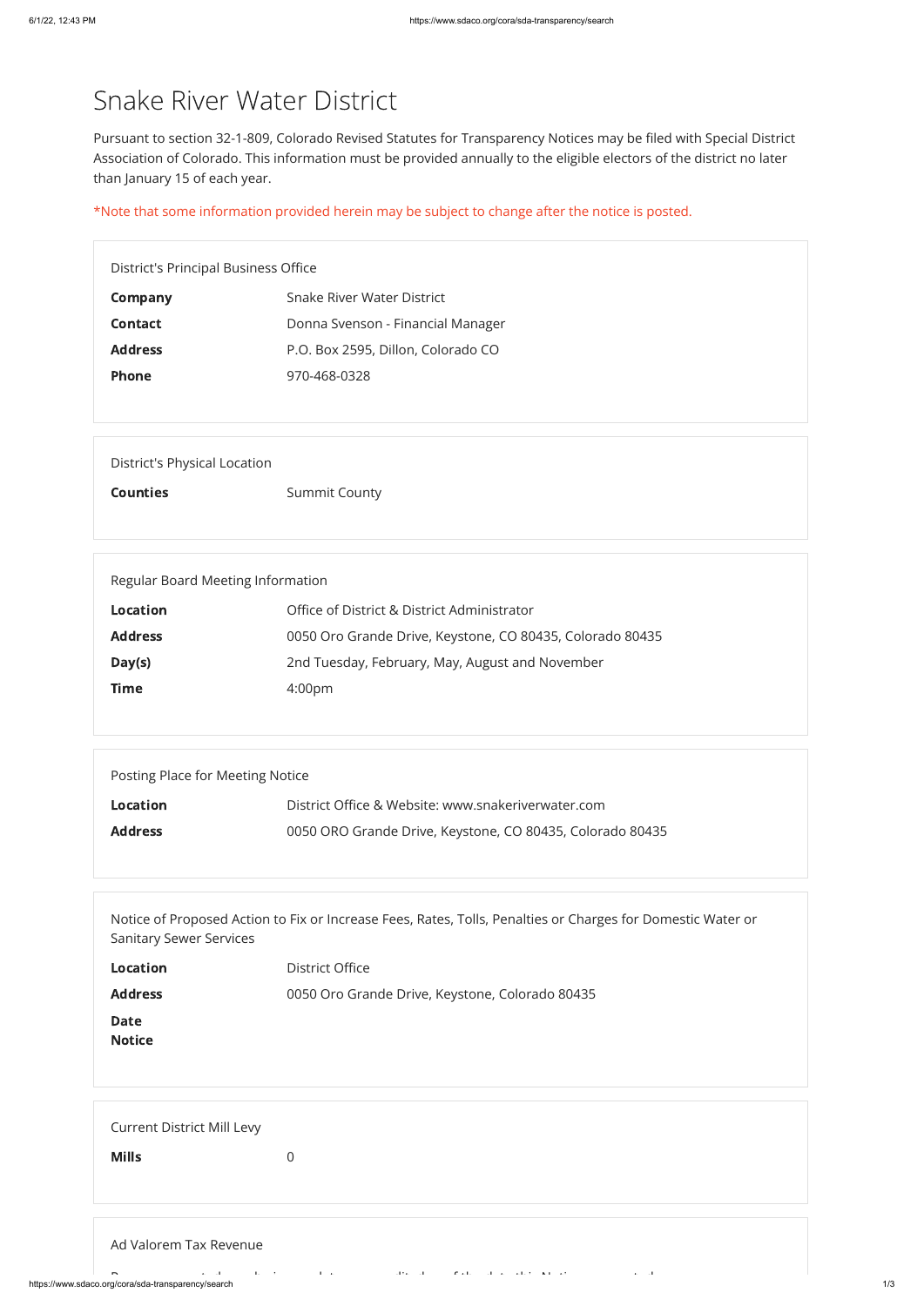# Snake River Water District

Pursuant to section 32-1-809, Colorado Revised Statutes for Transparency Notices may be filed with Special District Association of Colorado. This information must be provided annually to the eligible electors of the district no later than January 15 of each year.

*Note that some information provided herein may be subject to change after the notice is posted.

## District's Principal Business Office

**Company** Snake River Water District

**Contact** Donna Svenson - Financial Manager

**Address** P.O. Box 2595, Dillon, Colorado CO

**Phone** 970-468-0328

## District's Physical Location

**Counties** Summit County

## Regular Board Meeting Information

**Location** Office of District & District Administrator

**Address** 0050 Oro Grande Drive, Keystone, CO 80435, Colorado 80435

**Day(s)** 2nd Tuesday, February, May, August and November

**Time** 4:00pm

## Posting Place for Meeting Notice

**Location** District Office & Website: www.snakeriverwater.com

**Address** 0050 ORO Grande Drive, Keystone, CO 80435, Colorado 80435

## Notice of Proposed Action to Fix or Increase Fees, Rates, Tolls, Penalties or Charges for Domestic Water or Sanitary Sewer Services

**Location** District Office

**Address** 0050 Oro Grande Drive, Keystone, Colorado 80435

**Date**

**Notice**

## Current District Mill Levy

**Mills** 0

## Ad Valorem Tax Revenue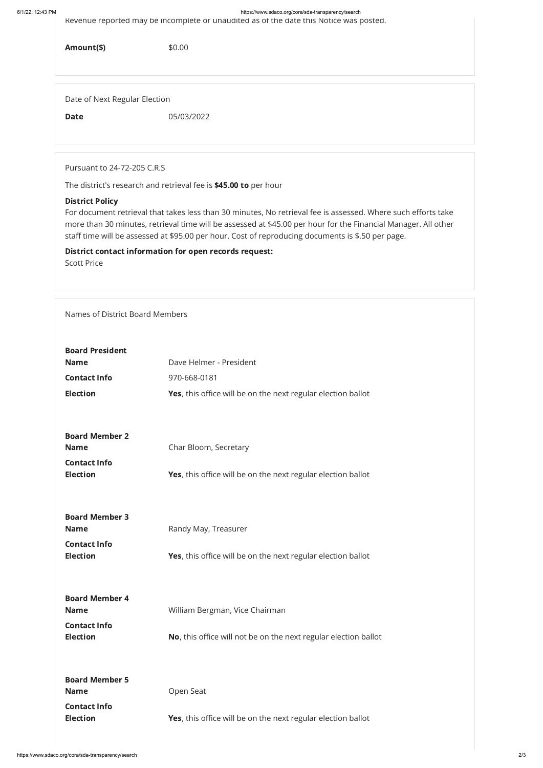Revenue reported may be incomplete or unaudited as of the date this Notice was posted.

| | |
|---|---|
| **Amount($)** | $0.00 |

Date of Next Regular Election

| | |
|---|---|
| **Date** | 05/03/2022 |

Pursuant to 24-72-205 C.R.S

The district's research and retrieval fee is **$45.00 to** per hour

**District Policy**

For document retrieval that takes less than 30 minutes, No retrieval fee is assessed. Where such efforts take more than 30 minutes, retrieval time will be assessed at $45.00 per hour for the Financial Manager. All other staff time will be assessed at $95.00 per hour. Cost of reproducing documents is $.50 per page.

**District contact information for open records request:**

Scott Price

Names of District Board Members

**Board President**

| | |
|---|---|
| **Name** | Dave Helmer - President |
| **Contact Info** | 970-668-0181 |
| **Election** | **Yes**, this office will be on the next regular election ballot |

**Board Member 2**

| | |
|---|---|
| **Name** | Char Bloom, Secretary |
| **Contact Info** | |
| **Election** | **Yes**, this office will be on the next regular election ballot |

**Board Member 3**

| | |
|---|---|
| **Name** | Randy May, Treasurer |
| **Contact Info** | |
| **Election** | **Yes**, this office will be on the next regular election ballot |

**Board Member 4**

| | |
|---|---|
| **Name** | William Bergman, Vice Chairman |
| **Contact Info** | |
| **Election** | **No**, this office will not be on the next regular election ballot |

**Board Member 5**

| | |
|---|---|
| **Name** | Open Seat |
| **Contact Info** | |
| **Election** | **Yes**, this office will be on the next regular election ballot |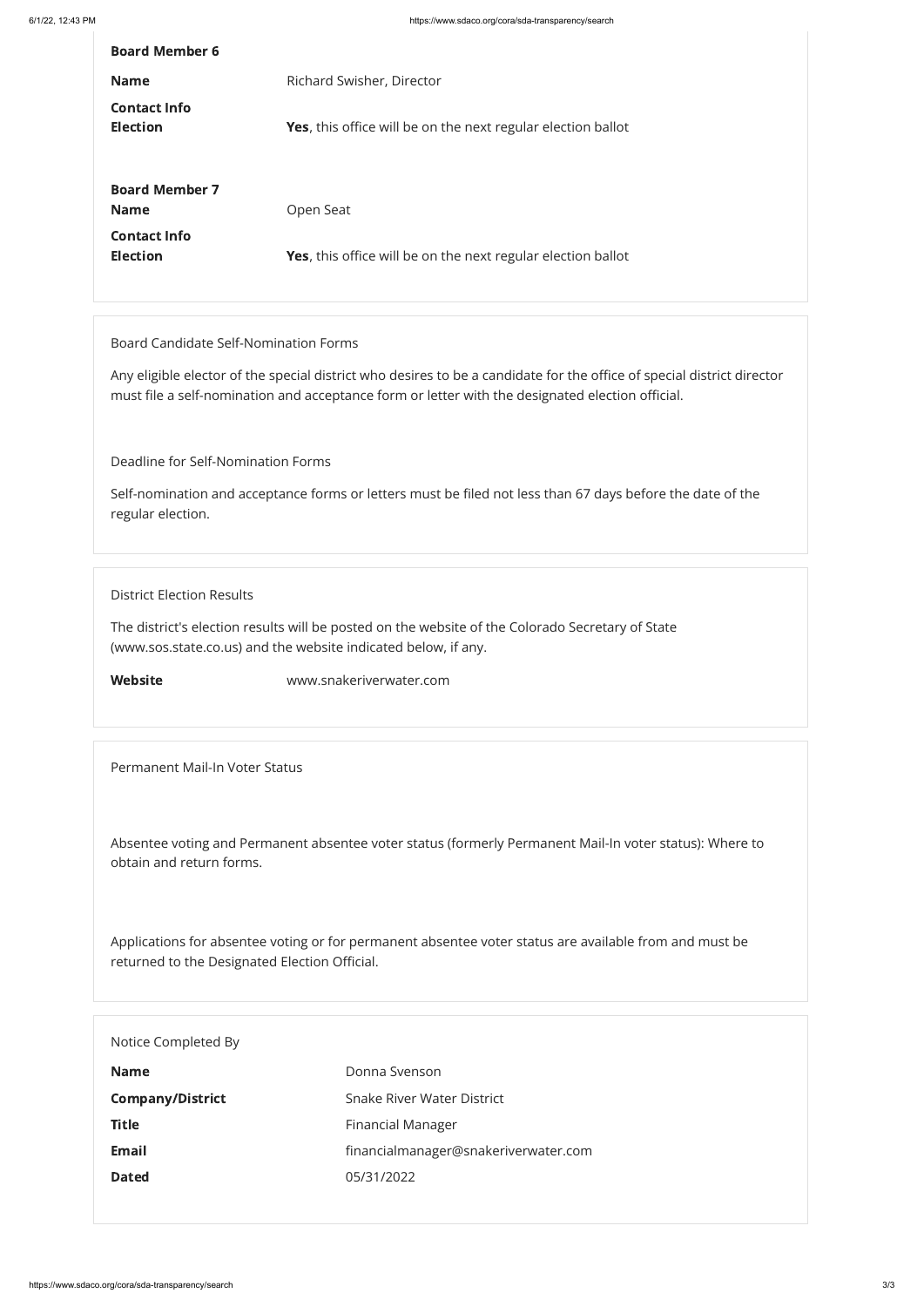**Board Member 6**

| | |
|---|---|
| **Name** | Richard Swisher, Director |
| **Contact Info** | |
| **Election** | **Yes**, this office will be on the next regular election ballot |

**Board Member 7**

| | |
|---|---|
| **Name** | Open Seat |
| **Contact Info** | |
| **Election** | **Yes**, this office will be on the next regular election ballot |

Board Candidate Self-Nomination Forms

Any eligible elector of the special district who desires to be a candidate for the office of special district director must file a self-nomination and acceptance form or letter with the designated election official.

Deadline for Self-Nomination Forms

Self-nomination and acceptance forms or letters must be filed not less than 67 days before the date of the regular election.

District Election Results

The district's election results will be posted on the website of the Colorado Secretary of State (www.sos.state.co.us) and the website indicated below, if any.

**Website** www.snakeriverwater.com

Permanent Mail-In Voter Status

Absentee voting and Permanent absentee voter status (formerly Permanent Mail-In voter status): Where to obtain and return forms.

Applications for absentee voting or for permanent absentee voter status are available from and must be returned to the Designated Election Official.

Notice Completed By

| | |
|---|---|
| **Name** | Donna Svenson |
| **Company/District** | Snake River Water District |
| **Title** | Financial Manager |
| **Email** | financialmanager@snakeriverwater.com |
| **Dated** | 05/31/2022 |